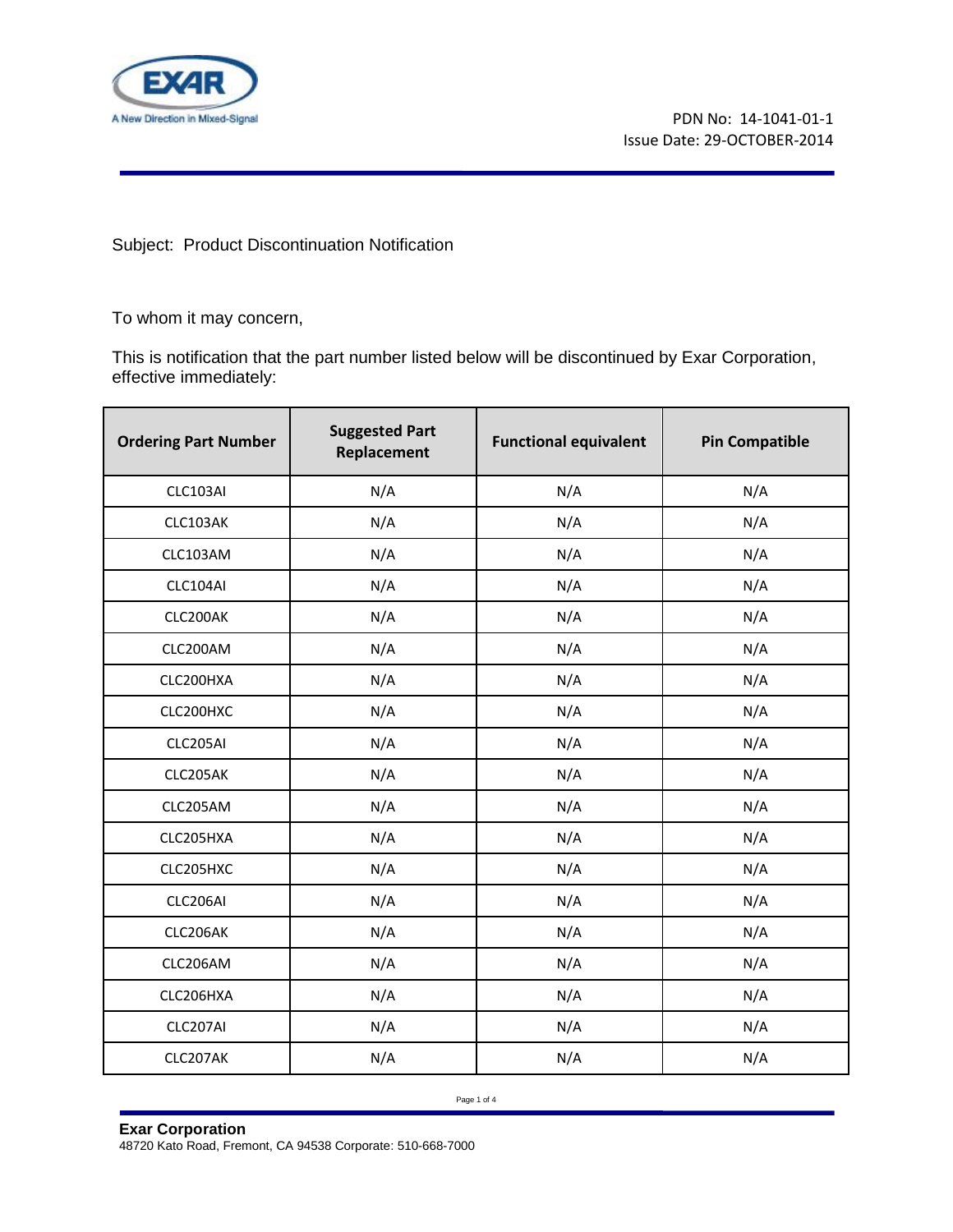PDN No: 14-1041-01-1
Issue Date: 29-OCTOBER-2014

Subject: Product Discontinuation Notification

To whom it may concern,

This is notification that the part number listed below will be discontinued by Exar Corporation, effective immediately:

| Ordering Part Number | Suggested Part Replacement | Functional equivalent | Pin Compatible |
|---|---|---|---|
| CLC103AI | N/A | N/A | N/A |
| CLC103AK | N/A | N/A | N/A |
| CLC103AM | N/A | N/A | N/A |
| CLC104AI | N/A | N/A | N/A |
| CLC200AK | N/A | N/A | N/A |
| CLC200AM | N/A | N/A | N/A |
| CLC200HXA | N/A | N/A | N/A |
| CLC200HXC | N/A | N/A | N/A |
| CLC205AI | N/A | N/A | N/A |
| CLC205AK | N/A | N/A | N/A |
| CLC205AM | N/A | N/A | N/A |
| CLC205HXA | N/A | N/A | N/A |
| CLC205HXC | N/A | N/A | N/A |
| CLC206AI | N/A | N/A | N/A |
| CLC206AK | N/A | N/A | N/A |
| CLC206AM | N/A | N/A | N/A |
| CLC206HXA | N/A | N/A | N/A |
| CLC207AI | N/A | N/A | N/A |
| CLC207AK | N/A | N/A | N/A |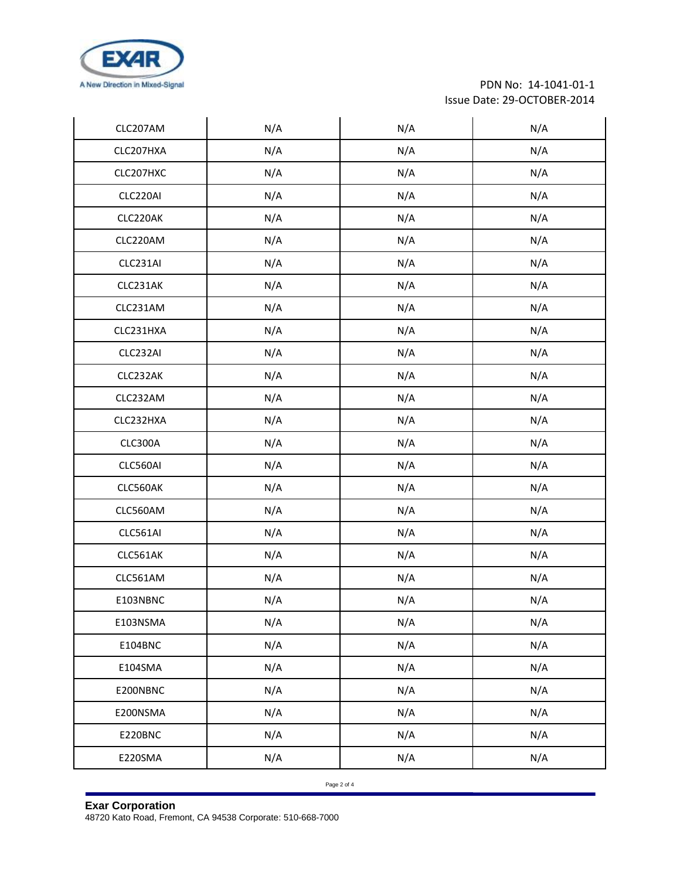| | | | |
|---|---|---|---|
| CLC207AM | N/A | N/A | N/A |
| CLC207HXA | N/A | N/A | N/A |
| CLC207HXC | N/A | N/A | N/A |
| CLC220AI | N/A | N/A | N/A |
| CLC220AK | N/A | N/A | N/A |
| CLC220AM | N/A | N/A | N/A |
| CLC231AI | N/A | N/A | N/A |
| CLC231AK | N/A | N/A | N/A |
| CLC231AM | N/A | N/A | N/A |
| CLC231HXA | N/A | N/A | N/A |
| CLC232AI | N/A | N/A | N/A |
| CLC232AK | N/A | N/A | N/A |
| CLC232AM | N/A | N/A | N/A |
| CLC232HXA | N/A | N/A | N/A |
| CLC300A | N/A | N/A | N/A |
| CLC560AI | N/A | N/A | N/A |
| CLC560AK | N/A | N/A | N/A |
| CLC560AM | N/A | N/A | N/A |
| CLC561AI | N/A | N/A | N/A |
| CLC561AK | N/A | N/A | N/A |
| CLC561AM | N/A | N/A | N/A |
| E103NBNC | N/A | N/A | N/A |
| E103NSMA | N/A | N/A | N/A |
| E104BNC | N/A | N/A | N/A |
| E104SMA | N/A | N/A | N/A |
| E200NBNC | N/A | N/A | N/A |
| E200NSMA | N/A | N/A | N/A |
| E220BNC | N/A | N/A | N/A |
| E220SMA | N/A | N/A | N/A |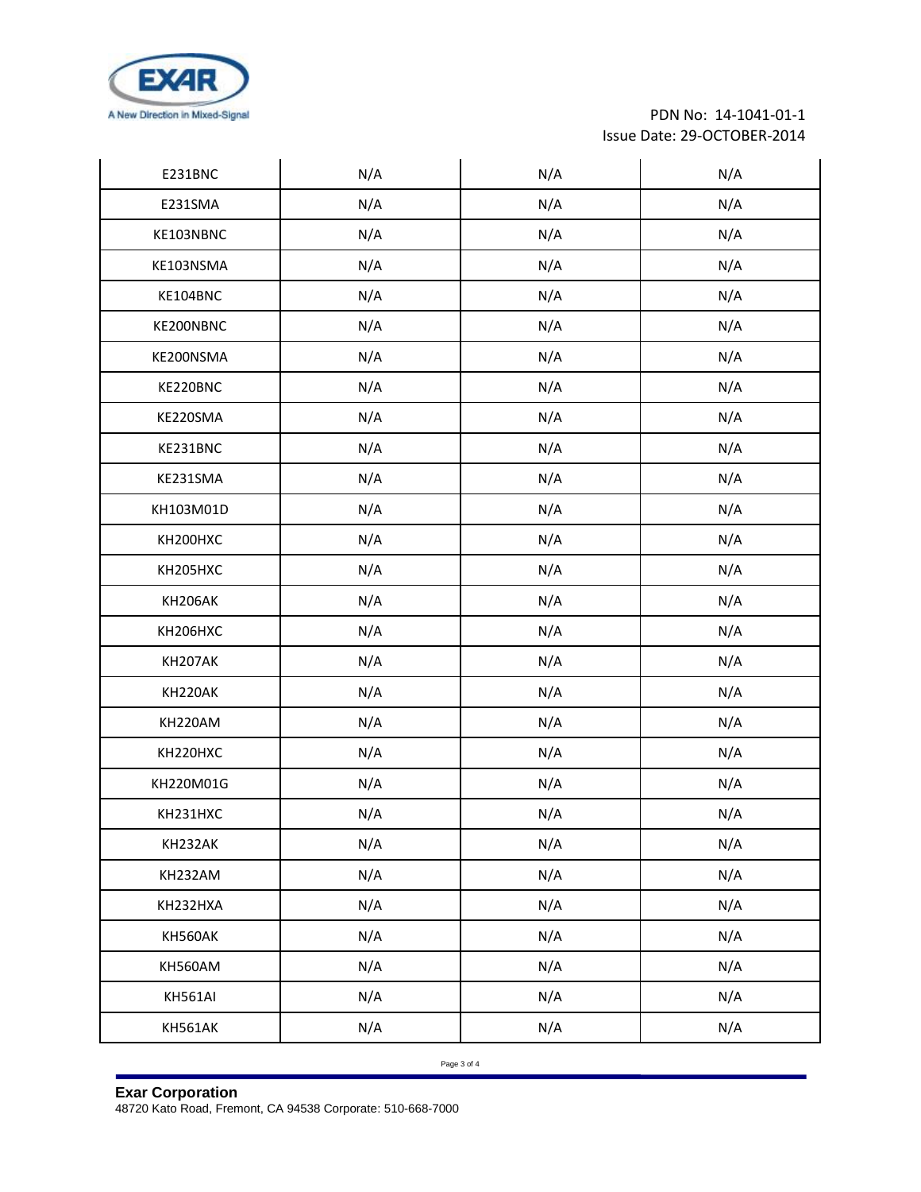| | | | |
|---|---|---|---|
| E231BNC | N/A | N/A | N/A |
| E231SMA | N/A | N/A | N/A |
| KE103NBNC | N/A | N/A | N/A |
| KE103NSMA | N/A | N/A | N/A |
| KE104BNC | N/A | N/A | N/A |
| KE200NBNC | N/A | N/A | N/A |
| KE200NSMA | N/A | N/A | N/A |
| KE220BNC | N/A | N/A | N/A |
| KE220SMA | N/A | N/A | N/A |
| KE231BNC | N/A | N/A | N/A |
| KE231SMA | N/A | N/A | N/A |
| KH103M01D | N/A | N/A | N/A |
| KH200HXC | N/A | N/A | N/A |
| KH205HXC | N/A | N/A | N/A |
| KH206AK | N/A | N/A | N/A |
| KH206HXC | N/A | N/A | N/A |
| KH207AK | N/A | N/A | N/A |
| KH220AK | N/A | N/A | N/A |
| KH220AM | N/A | N/A | N/A |
| KH220HXC | N/A | N/A | N/A |
| KH220M01G | N/A | N/A | N/A |
| KH231HXC | N/A | N/A | N/A |
| KH232AK | N/A | N/A | N/A |
| KH232AM | N/A | N/A | N/A |
| KH232HXA | N/A | N/A | N/A |
| KH560AK | N/A | N/A | N/A |
| KH560AM | N/A | N/A | N/A |
| KH561AI | N/A | N/A | N/A |
| KH561AK | N/A | N/A | N/A |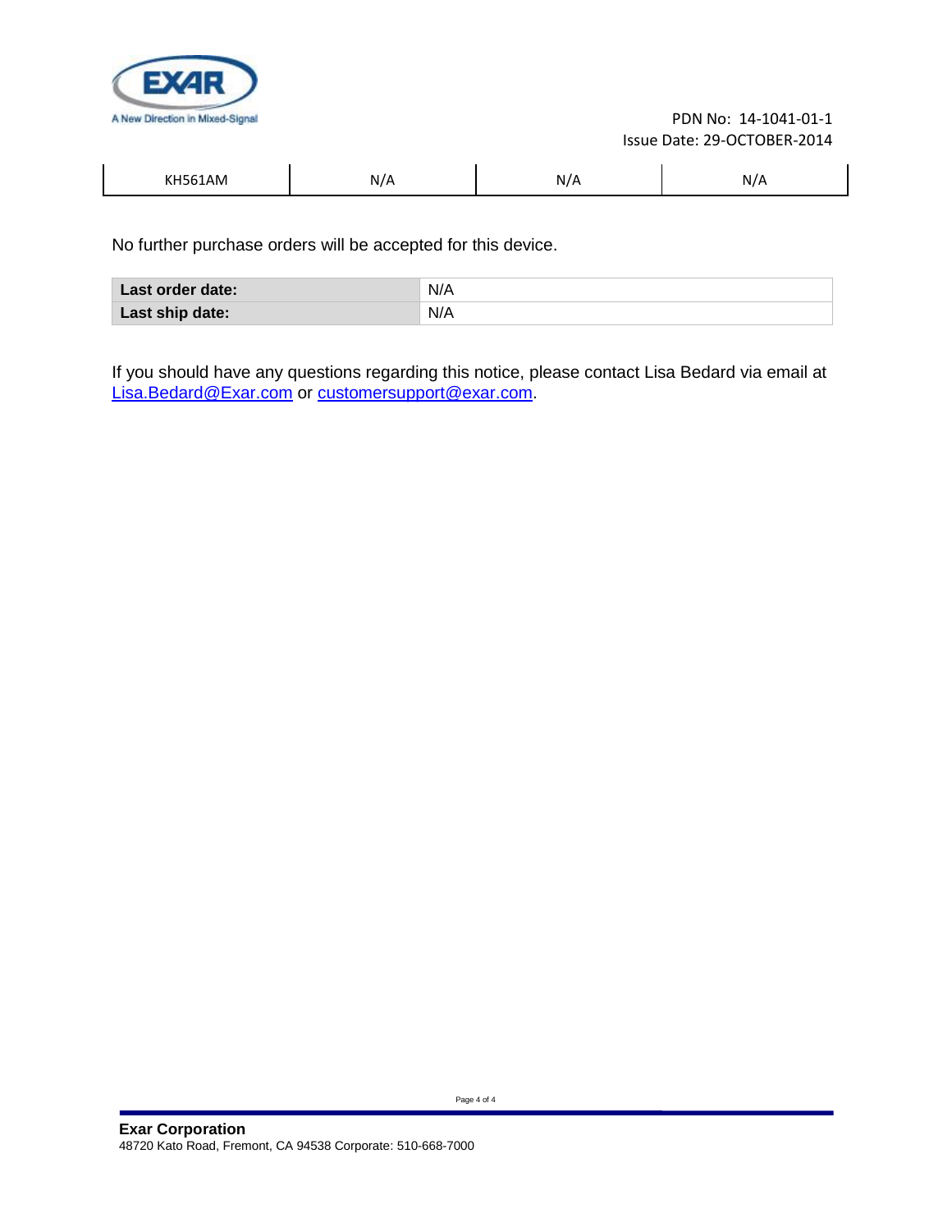| | | | |
|---|---|---|---|
| KH561AM | N/A | N/A | N/A |

No further purchase orders will be accepted for this device.

| | |
|---|---|
| **Last order date:** | N/A |
| **Last ship date:** | N/A |

If you should have any questions regarding this notice, please contact Lisa Bedard via email at Lisa.Bedard@Exar.com or customersupport@exar.com.